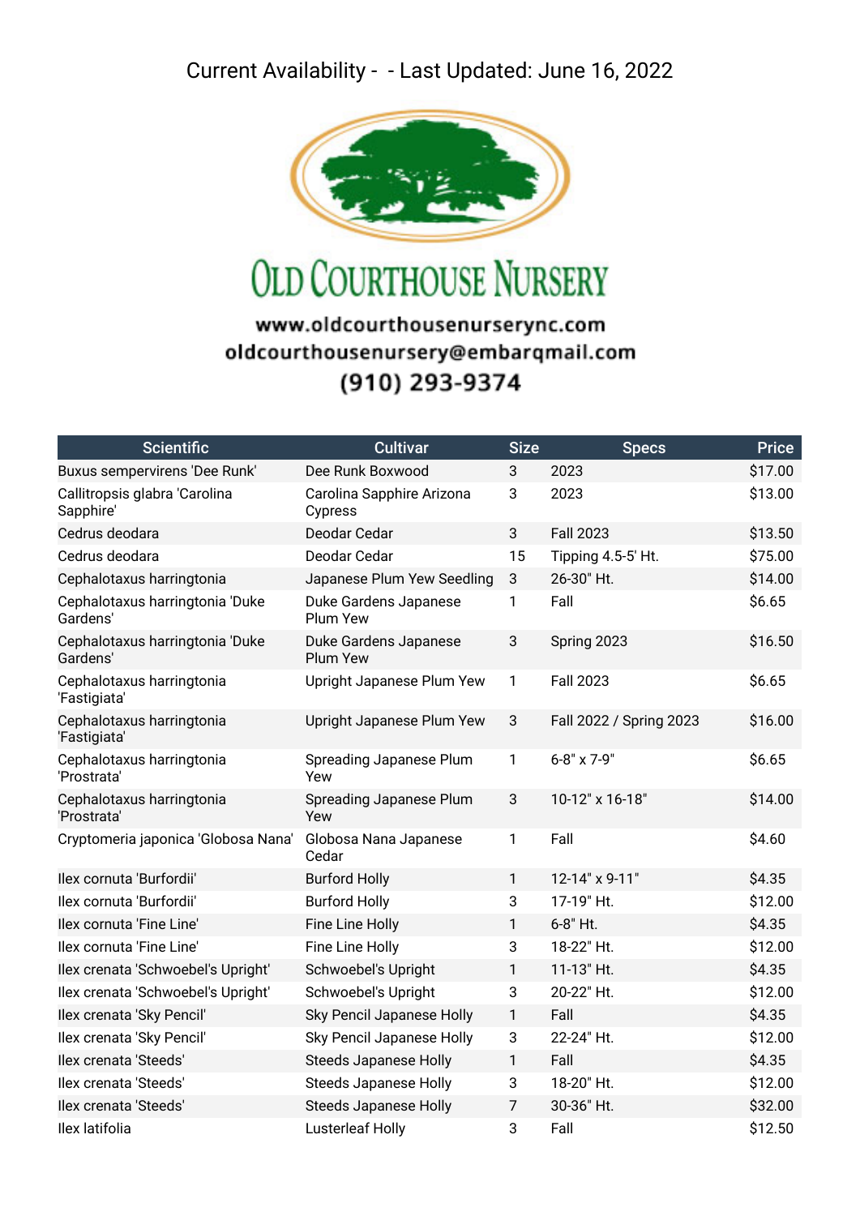# Current Availability - - Last Updated: June 16, 2022

## Old Courthouse Nursery

www.oldcourthousenurserync.com
oldcourthousenursery@embarqmail.com
(910) 293-9374

| Scientific | Cultivar | Size | Specs | Price |
|---|---|---|---|---|
| Buxus sempervirens 'Dee Runk' | Dee Runk Boxwood | 3 | 2023 | $17.00 |
| Callitropsis glabra 'Carolina Sapphire' | Carolina Sapphire Arizona Cypress | 3 | 2023 | $13.00 |
| Cedrus deodara | Deodar Cedar | 3 | Fall 2023 | $13.50 |
| Cedrus deodara | Deodar Cedar | 15 | Tipping 4.5-5' Ht. | $75.00 |
| Cephalotaxus harringtonia | Japanese Plum Yew Seedling | 3 | 26-30" Ht. | $14.00 |
| Cephalotaxus harringtonia 'Duke Gardens' | Duke Gardens Japanese Plum Yew | 1 | Fall | $6.65 |
| Cephalotaxus harringtonia 'Duke Gardens' | Duke Gardens Japanese Plum Yew | 3 | Spring 2023 | $16.50 |
| Cephalotaxus harringtonia 'Fastigiata' | Upright Japanese Plum Yew | 1 | Fall 2023 | $6.65 |
| Cephalotaxus harringtonia 'Fastigiata' | Upright Japanese Plum Yew | 3 | Fall 2022 / Spring 2023 | $16.00 |
| Cephalotaxus harringtonia 'Prostrata' | Spreading Japanese Plum Yew | 1 | 6-8" x 7-9" | $6.65 |
| Cephalotaxus harringtonia 'Prostrata' | Spreading Japanese Plum Yew | 3 | 10-12" x 16-18" | $14.00 |
| Cryptomeria japonica 'Globosa Nana' | Globosa Nana Japanese Cedar | 1 | Fall | $4.60 |
| Ilex cornuta 'Burfordii' | Burford Holly | 1 | 12-14" x 9-11" | $4.35 |
| Ilex cornuta 'Burfordii' | Burford Holly | 3 | 17-19" Ht. | $12.00 |
| Ilex cornuta 'Fine Line' | Fine Line Holly | 1 | 6-8" Ht. | $4.35 |
| Ilex cornuta 'Fine Line' | Fine Line Holly | 3 | 18-22" Ht. | $12.00 |
| Ilex crenata 'Schwoebel's Upright' | Schwoebel's Upright | 1 | 11-13" Ht. | $4.35 |
| Ilex crenata 'Schwoebel's Upright' | Schwoebel's Upright | 3 | 20-22" Ht. | $12.00 |
| Ilex crenata 'Sky Pencil' | Sky Pencil Japanese Holly | 1 | Fall | $4.35 |
| Ilex crenata 'Sky Pencil' | Sky Pencil Japanese Holly | 3 | 22-24" Ht. | $12.00 |
| Ilex crenata 'Steeds' | Steeds Japanese Holly | 1 | Fall | $4.35 |
| Ilex crenata 'Steeds' | Steeds Japanese Holly | 3 | 18-20" Ht. | $12.00 |
| Ilex crenata 'Steeds' | Steeds Japanese Holly | 7 | 30-36" Ht. | $32.00 |
| Ilex latifolia | Lusterleaf Holly | 3 | Fall | $12.50 |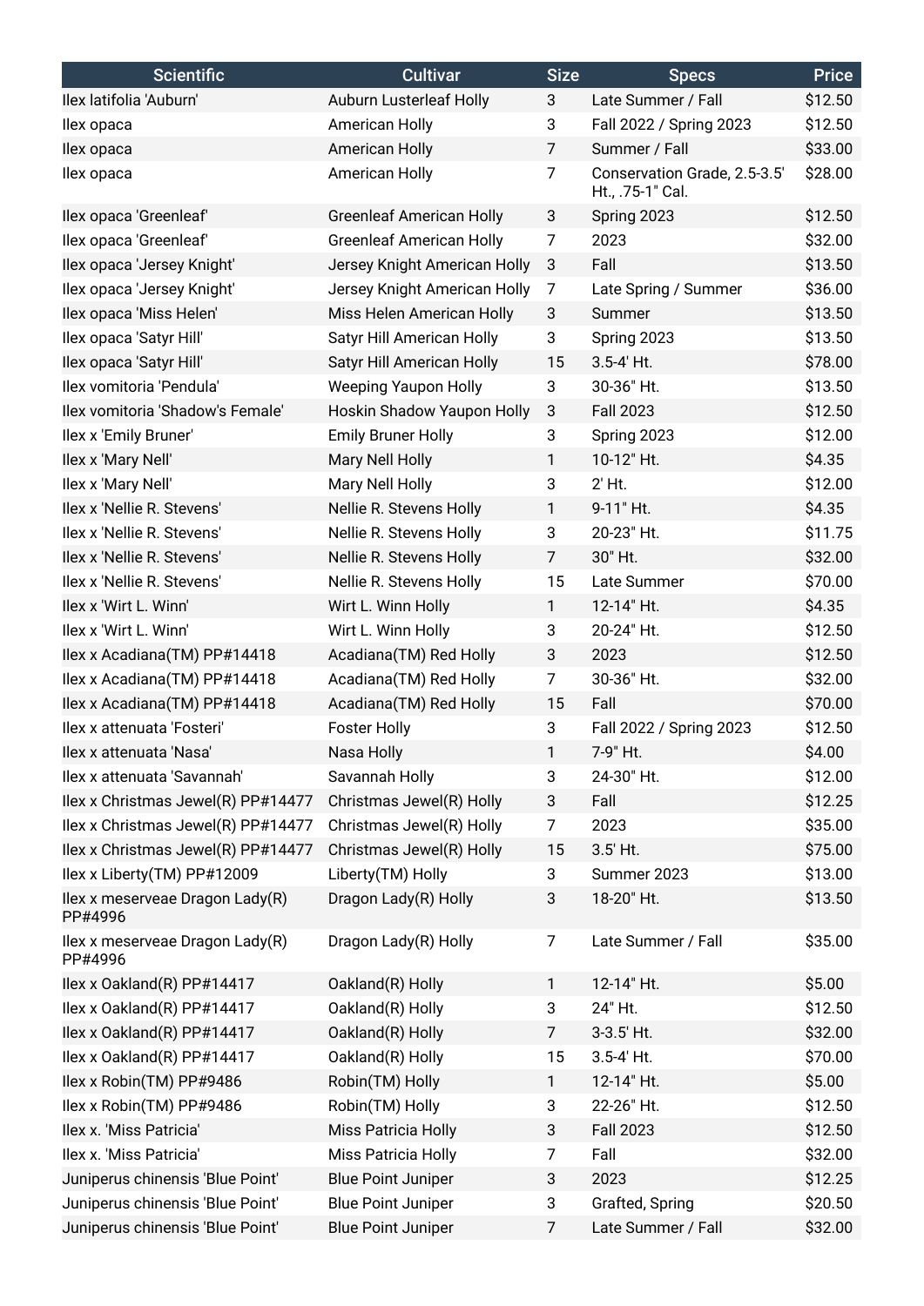| Scientific | Cultivar | Size | Specs | Price |
|---|---|---|---|---|
| Ilex latifolia 'Auburn' | Auburn Lusterleaf Holly | 3 | Late Summer / Fall | $12.50 |
| Ilex opaca | American Holly | 3 | Fall 2022 / Spring 2023 | $12.50 |
| Ilex opaca | American Holly | 7 | Summer / Fall | $33.00 |
| Ilex opaca | American Holly | 7 | Conservation Grade, 2.5-3.5' Ht., .75-1" Cal. | $28.00 |
| Ilex opaca 'Greenleaf' | Greenleaf American Holly | 3 | Spring 2023 | $12.50 |
| Ilex opaca 'Greenleaf' | Greenleaf American Holly | 7 | 2023 | $32.00 |
| Ilex opaca 'Jersey Knight' | Jersey Knight American Holly | 3 | Fall | $13.50 |
| Ilex opaca 'Jersey Knight' | Jersey Knight American Holly | 7 | Late Spring / Summer | $36.00 |
| Ilex opaca 'Miss Helen' | Miss Helen American Holly | 3 | Summer | $13.50 |
| Ilex opaca 'Satyr Hill' | Satyr Hill American Holly | 3 | Spring 2023 | $13.50 |
| Ilex opaca 'Satyr Hill' | Satyr Hill American Holly | 15 | 3.5-4' Ht. | $78.00 |
| Ilex vomitoria 'Pendula' | Weeping Yaupon Holly | 3 | 30-36" Ht. | $13.50 |
| Ilex vomitoria 'Shadow's Female' | Hoskin Shadow Yaupon Holly | 3 | Fall 2023 | $12.50 |
| Ilex x 'Emily Bruner' | Emily Bruner Holly | 3 | Spring 2023 | $12.00 |
| Ilex x 'Mary Nell' | Mary Nell Holly | 1 | 10-12" Ht. | $4.35 |
| Ilex x 'Mary Nell' | Mary Nell Holly | 3 | 2' Ht. | $12.00 |
| Ilex x 'Nellie R. Stevens' | Nellie R. Stevens Holly | 1 | 9-11" Ht. | $4.35 |
| Ilex x 'Nellie R. Stevens' | Nellie R. Stevens Holly | 3 | 20-23" Ht. | $11.75 |
| Ilex x 'Nellie R. Stevens' | Nellie R. Stevens Holly | 7 | 30" Ht. | $32.00 |
| Ilex x 'Nellie R. Stevens' | Nellie R. Stevens Holly | 15 | Late Summer | $70.00 |
| Ilex x 'Wirt L. Winn' | Wirt L. Winn Holly | 1 | 12-14" Ht. | $4.35 |
| Ilex x 'Wirt L. Winn' | Wirt L. Winn Holly | 3 | 20-24" Ht. | $12.50 |
| Ilex x Acadiana(TM) PP#14418 | Acadiana(TM) Red Holly | 3 | 2023 | $12.50 |
| Ilex x Acadiana(TM) PP#14418 | Acadiana(TM) Red Holly | 7 | 30-36" Ht. | $32.00 |
| Ilex x Acadiana(TM) PP#14418 | Acadiana(TM) Red Holly | 15 | Fall | $70.00 |
| Ilex x attenuata 'Fosteri' | Foster Holly | 3 | Fall 2022 / Spring 2023 | $12.50 |
| Ilex x attenuata 'Nasa' | Nasa Holly | 1 | 7-9" Ht. | $4.00 |
| Ilex x attenuata 'Savannah' | Savannah Holly | 3 | 24-30" Ht. | $12.00 |
| Ilex x Christmas Jewel(R) PP#14477 | Christmas Jewel(R) Holly | 3 | Fall | $12.25 |
| Ilex x Christmas Jewel(R) PP#14477 | Christmas Jewel(R) Holly | 7 | 2023 | $35.00 |
| Ilex x Christmas Jewel(R) PP#14477 | Christmas Jewel(R) Holly | 15 | 3.5' Ht. | $75.00 |
| Ilex x Liberty(TM) PP#12009 | Liberty(TM) Holly | 3 | Summer 2023 | $13.00 |
| Ilex x meserveae Dragon Lady(R) PP#4996 | Dragon Lady(R) Holly | 3 | 18-20" Ht. | $13.50 |
| Ilex x meserveae Dragon Lady(R) PP#4996 | Dragon Lady(R) Holly | 7 | Late Summer / Fall | $35.00 |
| Ilex x Oakland(R) PP#14417 | Oakland(R) Holly | 1 | 12-14" Ht. | $5.00 |
| Ilex x Oakland(R) PP#14417 | Oakland(R) Holly | 3 | 24" Ht. | $12.50 |
| Ilex x Oakland(R) PP#14417 | Oakland(R) Holly | 7 | 3-3.5' Ht. | $32.00 |
| Ilex x Oakland(R) PP#14417 | Oakland(R) Holly | 15 | 3.5-4' Ht. | $70.00 |
| Ilex x Robin(TM) PP#9486 | Robin(TM) Holly | 1 | 12-14" Ht. | $5.00 |
| Ilex x Robin(TM) PP#9486 | Robin(TM) Holly | 3 | 22-26" Ht. | $12.50 |
| Ilex x. 'Miss Patricia' | Miss Patricia Holly | 3 | Fall 2023 | $12.50 |
| Ilex x. 'Miss Patricia' | Miss Patricia Holly | 7 | Fall | $32.00 |
| Juniperus chinensis 'Blue Point' | Blue Point Juniper | 3 | 2023 | $12.25 |
| Juniperus chinensis 'Blue Point' | Blue Point Juniper | 3 | Grafted, Spring | $20.50 |
| Juniperus chinensis 'Blue Point' | Blue Point Juniper | 7 | Late Summer / Fall | $32.00 |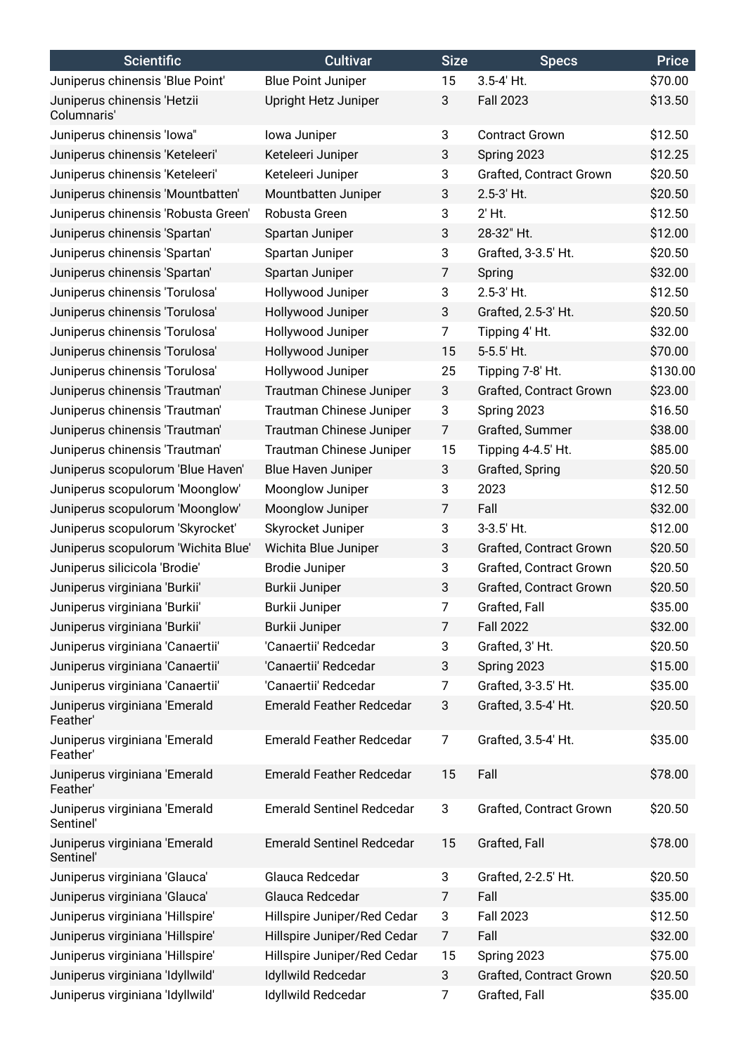| Scientific | Cultivar | Size | Specs | Price |
|---|---|---|---|---|
| Juniperus chinensis 'Blue Point' | Blue Point Juniper | 15 | 3.5-4' Ht. | $70.00 |
| Juniperus chinensis 'Hetzii Columnaris' | Upright Hetz Juniper | 3 | Fall 2023 | $13.50 |
| Juniperus chinensis 'Iowa" | Iowa Juniper | 3 | Contract Grown | $12.50 |
| Juniperus chinensis 'Keteleeri' | Keteleeri Juniper | 3 | Spring 2023 | $12.25 |
| Juniperus chinensis 'Keteleeri' | Keteleeri Juniper | 3 | Grafted, Contract Grown | $20.50 |
| Juniperus chinensis 'Mountbatten' | Mountbatten Juniper | 3 | 2.5-3' Ht. | $20.50 |
| Juniperus chinensis 'Robusta Green' | Robusta Green | 3 | 2' Ht. | $12.50 |
| Juniperus chinensis 'Spartan' | Spartan Juniper | 3 | 28-32" Ht. | $12.00 |
| Juniperus chinensis 'Spartan' | Spartan Juniper | 3 | Grafted, 3-3.5' Ht. | $20.50 |
| Juniperus chinensis 'Spartan' | Spartan Juniper | 7 | Spring | $32.00 |
| Juniperus chinensis 'Torulosa' | Hollywood Juniper | 3 | 2.5-3' Ht. | $12.50 |
| Juniperus chinensis 'Torulosa' | Hollywood Juniper | 3 | Grafted, 2.5-3' Ht. | $20.50 |
| Juniperus chinensis 'Torulosa' | Hollywood Juniper | 7 | Tipping 4' Ht. | $32.00 |
| Juniperus chinensis 'Torulosa' | Hollywood Juniper | 15 | 5-5.5' Ht. | $70.00 |
| Juniperus chinensis 'Torulosa' | Hollywood Juniper | 25 | Tipping 7-8' Ht. | $130.00 |
| Juniperus chinensis 'Trautman' | Trautman Chinese Juniper | 3 | Grafted, Contract Grown | $23.00 |
| Juniperus chinensis 'Trautman' | Trautman Chinese Juniper | 3 | Spring 2023 | $16.50 |
| Juniperus chinensis 'Trautman' | Trautman Chinese Juniper | 7 | Grafted, Summer | $38.00 |
| Juniperus chinensis 'Trautman' | Trautman Chinese Juniper | 15 | Tipping 4-4.5' Ht. | $85.00 |
| Juniperus scopulorum 'Blue Haven' | Blue Haven Juniper | 3 | Grafted, Spring | $20.50 |
| Juniperus scopulorum 'Moonglow' | Moonglow Juniper | 3 | 2023 | $12.50 |
| Juniperus scopulorum 'Moonglow' | Moonglow Juniper | 7 | Fall | $32.00 |
| Juniperus scopulorum 'Skyrocket' | Skyrocket Juniper | 3 | 3-3.5' Ht. | $12.00 |
| Juniperus scopulorum 'Wichita Blue' | Wichita Blue Juniper | 3 | Grafted, Contract Grown | $20.50 |
| Juniperus silicicola 'Brodie' | Brodie Juniper | 3 | Grafted, Contract Grown | $20.50 |
| Juniperus virginiana 'Burkii' | Burkii Juniper | 3 | Grafted, Contract Grown | $20.50 |
| Juniperus virginiana 'Burkii' | Burkii Juniper | 7 | Grafted, Fall | $35.00 |
| Juniperus virginiana 'Burkii' | Burkii Juniper | 7 | Fall 2022 | $32.00 |
| Juniperus virginiana 'Canaertii' | 'Canaertii' Redcedar | 3 | Grafted, 3' Ht. | $20.50 |
| Juniperus virginiana 'Canaertii' | 'Canaertii' Redcedar | 3 | Spring 2023 | $15.00 |
| Juniperus virginiana 'Canaertii' | 'Canaertii' Redcedar | 7 | Grafted, 3-3.5' Ht. | $35.00 |
| Juniperus virginiana 'Emerald Feather' | Emerald Feather Redcedar | 3 | Grafted, 3.5-4' Ht. | $20.50 |
| Juniperus virginiana 'Emerald Feather' | Emerald Feather Redcedar | 7 | Grafted, 3.5-4' Ht. | $35.00 |
| Juniperus virginiana 'Emerald Feather' | Emerald Feather Redcedar | 15 | Fall | $78.00 |
| Juniperus virginiana 'Emerald Sentinel' | Emerald Sentinel Redcedar | 3 | Grafted, Contract Grown | $20.50 |
| Juniperus virginiana 'Emerald Sentinel' | Emerald Sentinel Redcedar | 15 | Grafted, Fall | $78.00 |
| Juniperus virginiana 'Glauca' | Glauca Redcedar | 3 | Grafted, 2-2.5' Ht. | $20.50 |
| Juniperus virginiana 'Glauca' | Glauca Redcedar | 7 | Fall | $35.00 |
| Juniperus virginiana 'Hillspire' | Hillspire Juniper/Red Cedar | 3 | Fall 2023 | $12.50 |
| Juniperus virginiana 'Hillspire' | Hillspire Juniper/Red Cedar | 7 | Fall | $32.00 |
| Juniperus virginiana 'Hillspire' | Hillspire Juniper/Red Cedar | 15 | Spring 2023 | $75.00 |
| Juniperus virginiana 'Idyllwild' | Idyllwild Redcedar | 3 | Grafted, Contract Grown | $20.50 |
| Juniperus virginiana 'Idyllwild' | Idyllwild Redcedar | 7 | Grafted, Fall | $35.00 |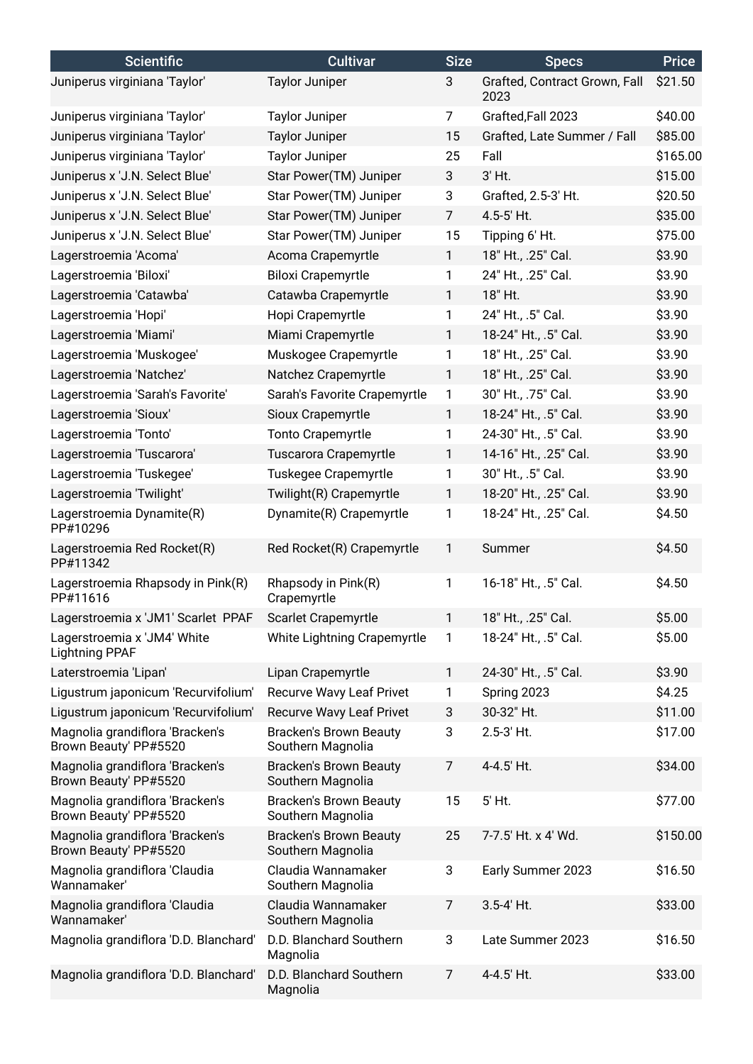| Scientific | Cultivar | Size | Specs | Price |
|---|---|---|---|---|
| Juniperus virginiana 'Taylor' | Taylor Juniper | 3 | Grafted, Contract Grown, Fall 2023 | $21.50 |
| Juniperus virginiana 'Taylor' | Taylor Juniper | 7 | Grafted,Fall 2023 | $40.00 |
| Juniperus virginiana 'Taylor' | Taylor Juniper | 15 | Grafted, Late Summer / Fall | $85.00 |
| Juniperus virginiana 'Taylor' | Taylor Juniper | 25 | Fall | $165.00 |
| Juniperus x 'J.N. Select Blue' | Star Power(TM) Juniper | 3 | 3' Ht. | $15.00 |
| Juniperus x 'J.N. Select Blue' | Star Power(TM) Juniper | 3 | Grafted, 2.5-3' Ht. | $20.50 |
| Juniperus x 'J.N. Select Blue' | Star Power(TM) Juniper | 7 | 4.5-5' Ht. | $35.00 |
| Juniperus x 'J.N. Select Blue' | Star Power(TM) Juniper | 15 | Tipping 6' Ht. | $75.00 |
| Lagerstroemia 'Acoma' | Acoma Crapemyrtle | 1 | 18" Ht., .25" Cal. | $3.90 |
| Lagerstroemia 'Biloxi' | Biloxi Crapemyrtle | 1 | 24" Ht., .25" Cal. | $3.90 |
| Lagerstroemia 'Catawba' | Catawba Crapemyrtle | 1 | 18" Ht. | $3.90 |
| Lagerstroemia 'Hopi' | Hopi Crapemyrtle | 1 | 24" Ht., .5" Cal. | $3.90 |
| Lagerstroemia 'Miami' | Miami Crapemyrtle | 1 | 18-24" Ht., .5" Cal. | $3.90 |
| Lagerstroemia 'Muskogee' | Muskogee Crapemyrtle | 1 | 18" Ht., .25" Cal. | $3.90 |
| Lagerstroemia 'Natchez' | Natchez Crapemyrtle | 1 | 18" Ht., .25" Cal. | $3.90 |
| Lagerstroemia 'Sarah's Favorite' | Sarah's Favorite Crapemyrtle | 1 | 30" Ht., .75" Cal. | $3.90 |
| Lagerstroemia 'Sioux' | Sioux Crapemyrtle | 1 | 18-24" Ht., .5" Cal. | $3.90 |
| Lagerstroemia 'Tonto' | Tonto Crapemyrtle | 1 | 24-30" Ht., .5" Cal. | $3.90 |
| Lagerstroemia 'Tuscarora' | Tuscarora Crapemyrtle | 1 | 14-16" Ht., .25" Cal. | $3.90 |
| Lagerstroemia 'Tuskegee' | Tuskegee Crapemyrtle | 1 | 30" Ht., .5" Cal. | $3.90 |
| Lagerstroemia 'Twilight' | Twilight(R) Crapemyrtle | 1 | 18-20" Ht., .25" Cal. | $3.90 |
| Lagerstroemia Dynamite(R) PP#10296 | Dynamite(R) Crapemyrtle | 1 | 18-24" Ht., .25" Cal. | $4.50 |
| Lagerstroemia Red Rocket(R) PP#11342 | Red Rocket(R) Crapemyrtle | 1 | Summer | $4.50 |
| Lagerstroemia Rhapsody in Pink(R) PP#11616 | Rhapsody in Pink(R) Crapemyrtle | 1 | 16-18" Ht., .5" Cal. | $4.50 |
| Lagerstroemia x 'JM1' Scarlet PPAF | Scarlet Crapemyrtle | 1 | 18" Ht., .25" Cal. | $5.00 |
| Lagerstroemia x 'JM4' White Lightning PPAF | White Lightning Crapemyrtle | 1 | 18-24" Ht., .5" Cal. | $5.00 |
| Laterstroemia 'Lipan' | Lipan Crapemyrtle | 1 | 24-30" Ht., .5" Cal. | $3.90 |
| Ligustrum japonicum 'Recurvifolium' | Recurve Wavy Leaf Privet | 1 | Spring 2023 | $4.25 |
| Ligustrum japonicum 'Recurvifolium' | Recurve Wavy Leaf Privet | 3 | 30-32" Ht. | $11.00 |
| Magnolia grandiflora 'Bracken's Brown Beauty' PP#5520 | Bracken's Brown Beauty Southern Magnolia | 3 | 2.5-3' Ht. | $17.00 |
| Magnolia grandiflora 'Bracken's Brown Beauty' PP#5520 | Bracken's Brown Beauty Southern Magnolia | 7 | 4-4.5' Ht. | $34.00 |
| Magnolia grandiflora 'Bracken's Brown Beauty' PP#5520 | Bracken's Brown Beauty Southern Magnolia | 15 | 5' Ht. | $77.00 |
| Magnolia grandiflora 'Bracken's Brown Beauty' PP#5520 | Bracken's Brown Beauty Southern Magnolia | 25 | 7-7.5' Ht. x 4' Wd. | $150.00 |
| Magnolia grandiflora 'Claudia Wannamaker' | Claudia Wannamaker Southern Magnolia | 3 | Early Summer 2023 | $16.50 |
| Magnolia grandiflora 'Claudia Wannamaker' | Claudia Wannamaker Southern Magnolia | 7 | 3.5-4' Ht. | $33.00 |
| Magnolia grandiflora 'D.D. Blanchard' | D.D. Blanchard Southern Magnolia | 3 | Late Summer 2023 | $16.50 |
| Magnolia grandiflora 'D.D. Blanchard' | D.D. Blanchard Southern Magnolia | 7 | 4-4.5' Ht. | $33.00 |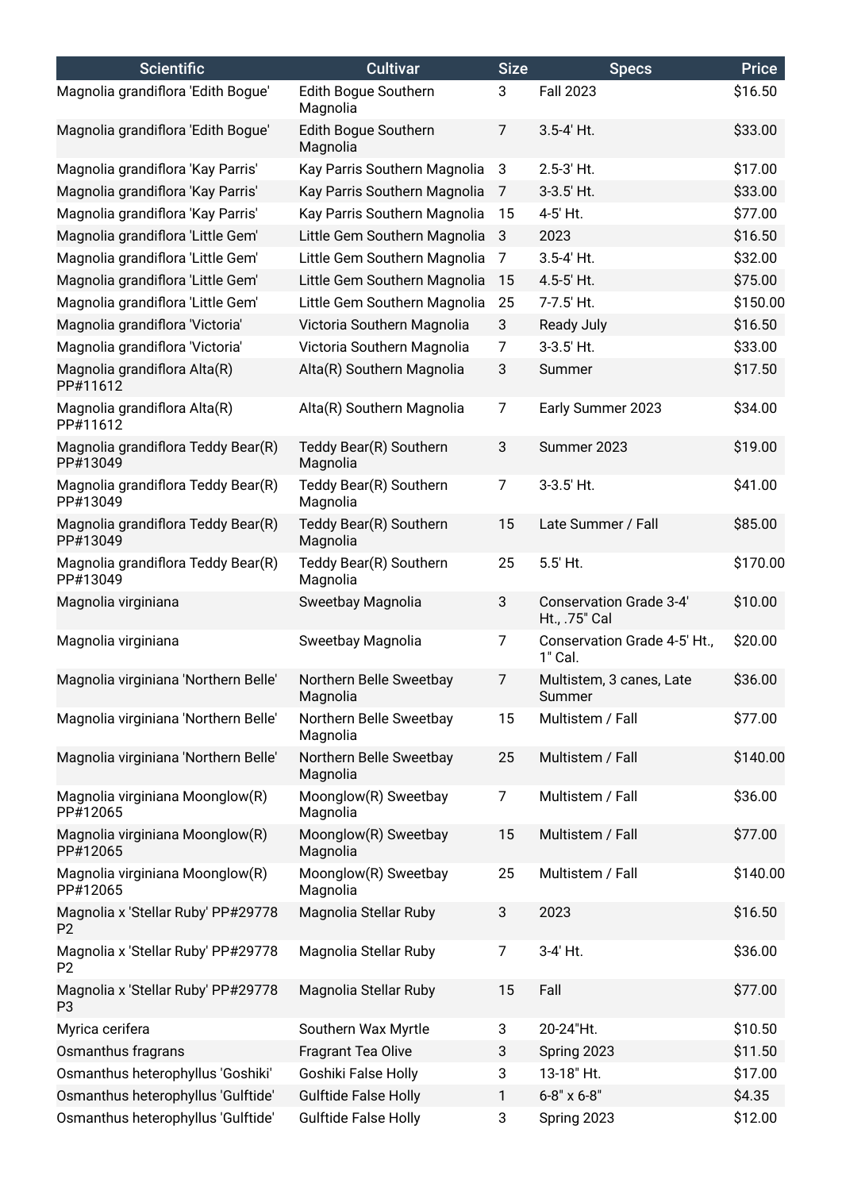| Scientific | Cultivar | Size | Specs | Price |
|---|---|---|---|---|
| Magnolia grandiflora 'Edith Bogue' | Edith Bogue Southern Magnolia | 3 | Fall 2023 | $16.50 |
| Magnolia grandiflora 'Edith Bogue' | Edith Bogue Southern Magnolia | 7 | 3.5-4' Ht. | $33.00 |
| Magnolia grandiflora 'Kay Parris' | Kay Parris Southern Magnolia | 3 | 2.5-3' Ht. | $17.00 |
| Magnolia grandiflora 'Kay Parris' | Kay Parris Southern Magnolia | 7 | 3-3.5' Ht. | $33.00 |
| Magnolia grandiflora 'Kay Parris' | Kay Parris Southern Magnolia | 15 | 4-5' Ht. | $77.00 |
| Magnolia grandiflora 'Little Gem' | Little Gem Southern Magnolia | 3 | 2023 | $16.50 |
| Magnolia grandiflora 'Little Gem' | Little Gem Southern Magnolia | 7 | 3.5-4' Ht. | $32.00 |
| Magnolia grandiflora 'Little Gem' | Little Gem Southern Magnolia | 15 | 4.5-5' Ht. | $75.00 |
| Magnolia grandiflora 'Little Gem' | Little Gem Southern Magnolia | 25 | 7-7.5' Ht. | $150.00 |
| Magnolia grandiflora 'Victoria' | Victoria Southern Magnolia | 3 | Ready July | $16.50 |
| Magnolia grandiflora 'Victoria' | Victoria Southern Magnolia | 7 | 3-3.5' Ht. | $33.00 |
| Magnolia grandiflora Alta(R) PP#11612 | Alta(R) Southern Magnolia | 3 | Summer | $17.50 |
| Magnolia grandiflora Alta(R) PP#11612 | Alta(R) Southern Magnolia | 7 | Early Summer 2023 | $34.00 |
| Magnolia grandiflora Teddy Bear(R) PP#13049 | Teddy Bear(R) Southern Magnolia | 3 | Summer 2023 | $19.00 |
| Magnolia grandiflora Teddy Bear(R) PP#13049 | Teddy Bear(R) Southern Magnolia | 7 | 3-3.5' Ht. | $41.00 |
| Magnolia grandiflora Teddy Bear(R) PP#13049 | Teddy Bear(R) Southern Magnolia | 15 | Late Summer / Fall | $85.00 |
| Magnolia grandiflora Teddy Bear(R) PP#13049 | Teddy Bear(R) Southern Magnolia | 25 | 5.5' Ht. | $170.00 |
| Magnolia virginiana | Sweetbay Magnolia | 3 | Conservation Grade 3-4' Ht., .75" Cal | $10.00 |
| Magnolia virginiana | Sweetbay Magnolia | 7 | Conservation Grade 4-5' Ht., 1" Cal. | $20.00 |
| Magnolia virginiana 'Northern Belle' | Northern Belle Sweetbay Magnolia | 7 | Multistem, 3 canes, Late Summer | $36.00 |
| Magnolia virginiana 'Northern Belle' | Northern Belle Sweetbay Magnolia | 15 | Multistem / Fall | $77.00 |
| Magnolia virginiana 'Northern Belle' | Northern Belle Sweetbay Magnolia | 25 | Multistem / Fall | $140.00 |
| Magnolia virginiana Moonglow(R) PP#12065 | Moonglow(R) Sweetbay Magnolia | 7 | Multistem / Fall | $36.00 |
| Magnolia virginiana Moonglow(R) PP#12065 | Moonglow(R) Sweetbay Magnolia | 15 | Multistem / Fall | $77.00 |
| Magnolia virginiana Moonglow(R) PP#12065 | Moonglow(R) Sweetbay Magnolia | 25 | Multistem / Fall | $140.00 |
| Magnolia x 'Stellar Ruby' PP#29778 P2 | Magnolia Stellar Ruby | 3 | 2023 | $16.50 |
| Magnolia x 'Stellar Ruby' PP#29778 P2 | Magnolia Stellar Ruby | 7 | 3-4' Ht. | $36.00 |
| Magnolia x 'Stellar Ruby' PP#29778 P3 | Magnolia Stellar Ruby | 15 | Fall | $77.00 |
| Myrica cerifera | Southern Wax Myrtle | 3 | 20-24"Ht. | $10.50 |
| Osmanthus fragrans | Fragrant Tea Olive | 3 | Spring 2023 | $11.50 |
| Osmanthus heterophyllus 'Goshiki' | Goshiki False Holly | 3 | 13-18" Ht. | $17.00 |
| Osmanthus heterophyllus 'Gulftide' | Gulftide False Holly | 1 | 6-8" x 6-8" | $4.35 |
| Osmanthus heterophyllus 'Gulftide' | Gulftide False Holly | 3 | Spring 2023 | $12.00 |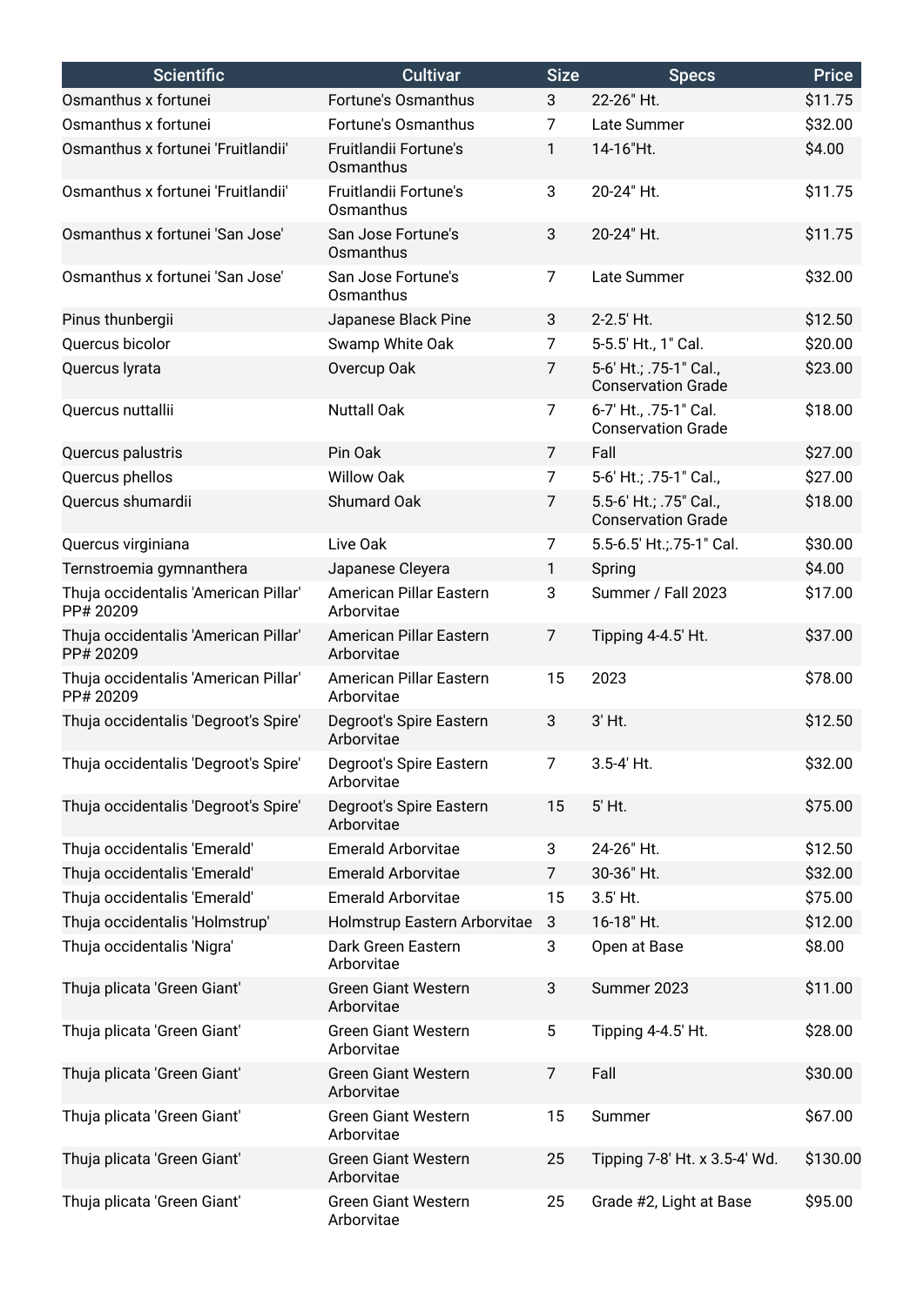| Scientific | Cultivar | Size | Specs | Price |
|---|---|---|---|---|
| Osmanthus x fortunei | Fortune's Osmanthus | 3 | 22-26" Ht. | $11.75 |
| Osmanthus x fortunei | Fortune's Osmanthus | 7 | Late Summer | $32.00 |
| Osmanthus x fortunei 'Fruitlandii' | Fruitlandii Fortune's Osmanthus | 1 | 14-16"Ht. | $4.00 |
| Osmanthus x fortunei 'Fruitlandii' | Fruitlandii Fortune's Osmanthus | 3 | 20-24" Ht. | $11.75 |
| Osmanthus x fortunei 'San Jose' | San Jose Fortune's Osmanthus | 3 | 20-24" Ht. | $11.75 |
| Osmanthus x fortunei 'San Jose' | San Jose Fortune's Osmanthus | 7 | Late Summer | $32.00 |
| Pinus thunbergii | Japanese Black Pine | 3 | 2-2.5' Ht. | $12.50 |
| Quercus bicolor | Swamp White Oak | 7 | 5-5.5' Ht., 1" Cal. | $20.00 |
| Quercus lyrata | Overcup Oak | 7 | 5-6' Ht.; .75-1" Cal., Conservation Grade | $23.00 |
| Quercus nuttallii | Nuttall Oak | 7 | 6-7' Ht., .75-1" Cal. Conservation Grade | $18.00 |
| Quercus palustris | Pin Oak | 7 | Fall | $27.00 |
| Quercus phellos | Willow Oak | 7 | 5-6' Ht.; .75-1" Cal., | $27.00 |
| Quercus shumardii | Shumard Oak | 7 | 5.5-6' Ht.; .75" Cal., Conservation Grade | $18.00 |
| Quercus virginiana | Live Oak | 7 | 5.5-6.5' Ht.;.75-1" Cal. | $30.00 |
| Ternstroemia gymnanthera | Japanese Cleyera | 1 | Spring | $4.00 |
| Thuja occidentalis 'American Pillar' PP# 20209 | American Pillar Eastern Arborvitae | 3 | Summer / Fall 2023 | $17.00 |
| Thuja occidentalis 'American Pillar' PP# 20209 | American Pillar Eastern Arborvitae | 7 | Tipping 4-4.5' Ht. | $37.00 |
| Thuja occidentalis 'American Pillar' PP# 20209 | American Pillar Eastern Arborvitae | 15 | 2023 | $78.00 |
| Thuja occidentalis 'Degroot's Spire' | Degroot's Spire Eastern Arborvitae | 3 | 3' Ht. | $12.50 |
| Thuja occidentalis 'Degroot's Spire' | Degroot's Spire Eastern Arborvitae | 7 | 3.5-4' Ht. | $32.00 |
| Thuja occidentalis 'Degroot's Spire' | Degroot's Spire Eastern Arborvitae | 15 | 5' Ht. | $75.00 |
| Thuja occidentalis 'Emerald' | Emerald Arborvitae | 3 | 24-26" Ht. | $12.50 |
| Thuja occidentalis 'Emerald' | Emerald Arborvitae | 7 | 30-36" Ht. | $32.00 |
| Thuja occidentalis 'Emerald' | Emerald Arborvitae | 15 | 3.5' Ht. | $75.00 |
| Thuja occidentalis 'Holmstrup' | Holmstrup Eastern Arborvitae | 3 | 16-18" Ht. | $12.00 |
| Thuja occidentalis 'Nigra' | Dark Green Eastern Arborvitae | 3 | Open at Base | $8.00 |
| Thuja plicata 'Green Giant' | Green Giant Western Arborvitae | 3 | Summer 2023 | $11.00 |
| Thuja plicata 'Green Giant' | Green Giant Western Arborvitae | 5 | Tipping 4-4.5' Ht. | $28.00 |
| Thuja plicata 'Green Giant' | Green Giant Western Arborvitae | 7 | Fall | $30.00 |
| Thuja plicata 'Green Giant' | Green Giant Western Arborvitae | 15 | Summer | $67.00 |
| Thuja plicata 'Green Giant' | Green Giant Western Arborvitae | 25 | Tipping 7-8' Ht. x 3.5-4' Wd. | $130.00 |
| Thuja plicata 'Green Giant' | Green Giant Western Arborvitae | 25 | Grade #2, Light at Base | $95.00 |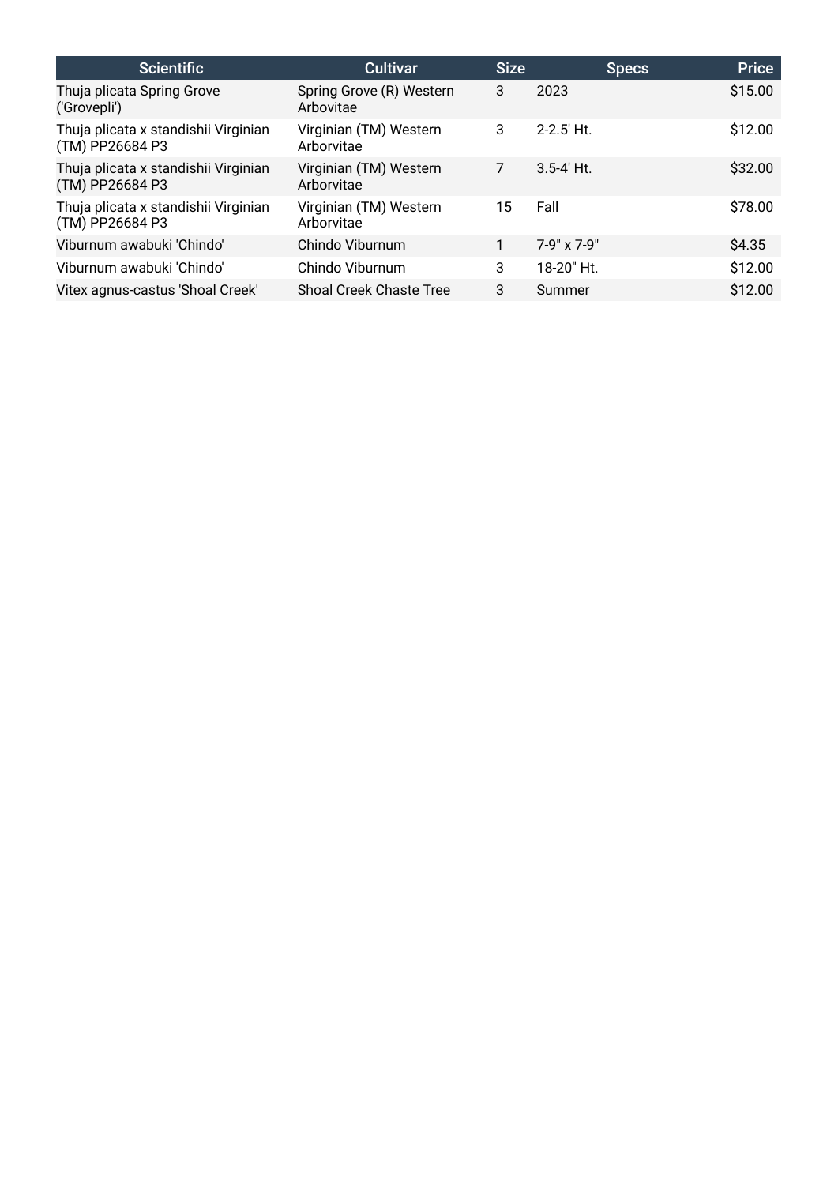| Scientific | Cultivar | Size | Specs | Price |
|---|---|---|---|---|
| Thuja plicata Spring Grove ('Grovepli') | Spring Grove (R) Western Arbovitae | 3 | 2023 | $15.00 |
| Thuja plicata x standishii Virginian (TM) PP26684 P3 | Virginian (TM) Western Arborvitae | 3 | 2-2.5' Ht. | $12.00 |
| Thuja plicata x standishii Virginian (TM) PP26684 P3 | Virginian (TM) Western Arborvitae | 7 | 3.5-4' Ht. | $32.00 |
| Thuja plicata x standishii Virginian (TM) PP26684 P3 | Virginian (TM) Western Arborvitae | 15 | Fall | $78.00 |
| Viburnum awabuki 'Chindo' | Chindo Viburnum | 1 | 7-9" x 7-9" | $4.35 |
| Viburnum awabuki 'Chindo' | Chindo Viburnum | 3 | 18-20" Ht. | $12.00 |
| Vitex agnus-castus 'Shoal Creek' | Shoal Creek Chaste Tree | 3 | Summer | $12.00 |